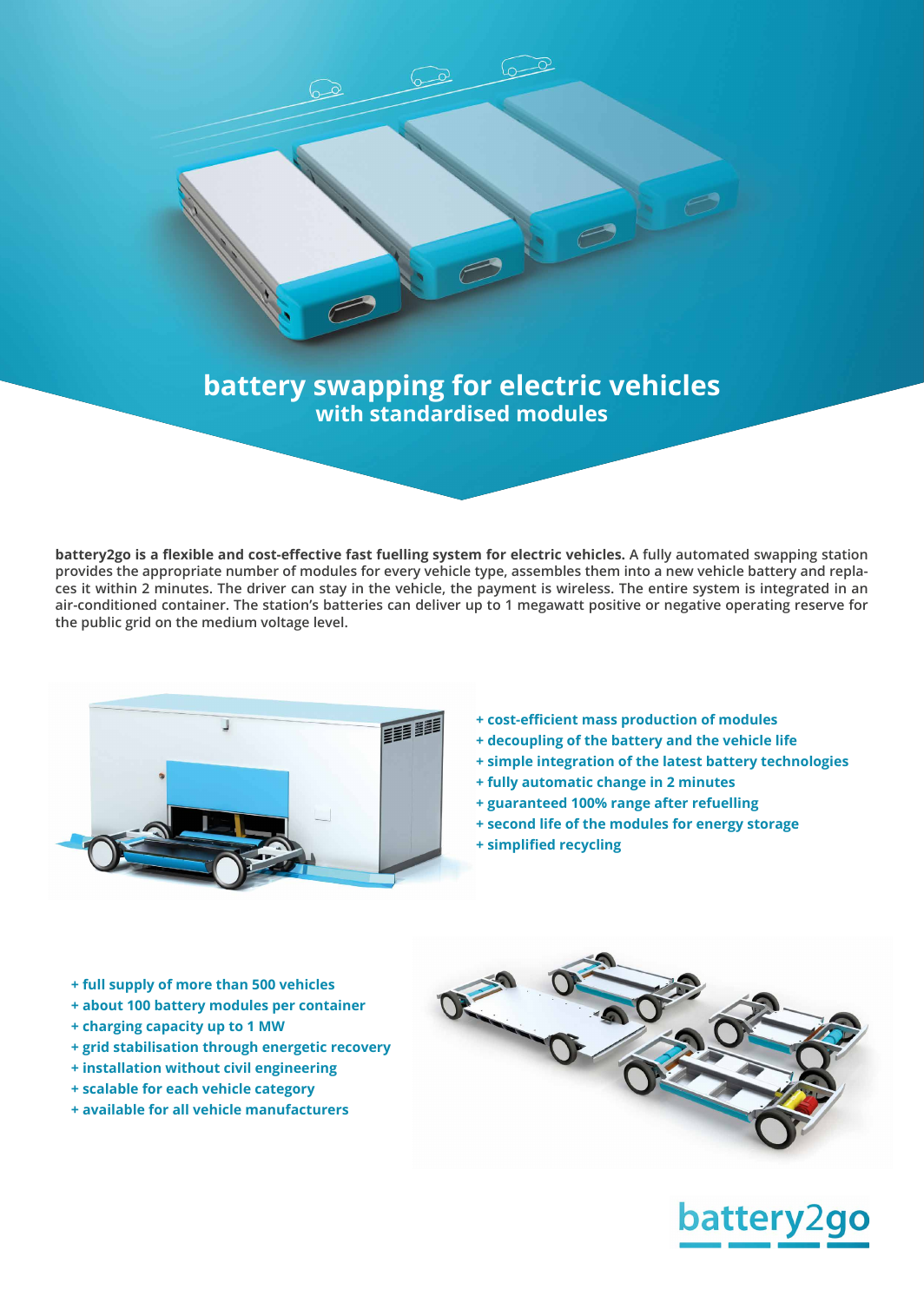# battery swapping for electric vehicles
## with standardised modules

**battery2go is a flexible and cost-effective fast fuelling system for electric vehicles.** A fully automated swapping station provides the appropriate number of modules for every vehicle type, assembles them into a new vehicle battery and replaces it within 2 minutes. The driver can stay in the vehicle, the payment is wireless. The entire system is integrated in an air-conditioned container. The station's batteries can deliver up to 1 megawatt positive or negative operating reserve for the public grid on the medium voltage level.

- **+ cost-efficient mass production of modules**
- **+ decoupling of the battery and the vehicle life**
- **+ simple integration of the latest battery technologies**
- **+ fully automatic change in 2 minutes**
- **+ guaranteed 100% range after refuelling**
- **+ second life of the modules for energy storage**
- **+ simplified recycling**

- **+ full supply of more than 500 vehicles**
- **+ about 100 battery modules per container**
- **+ charging capacity up to 1 MW**
- **+ grid stabilisation through energetic recovery**
- **+ installation without civil engineering**
- **+ scalable for each vehicle category**
- **+ available for all vehicle manufacturers**

battery2go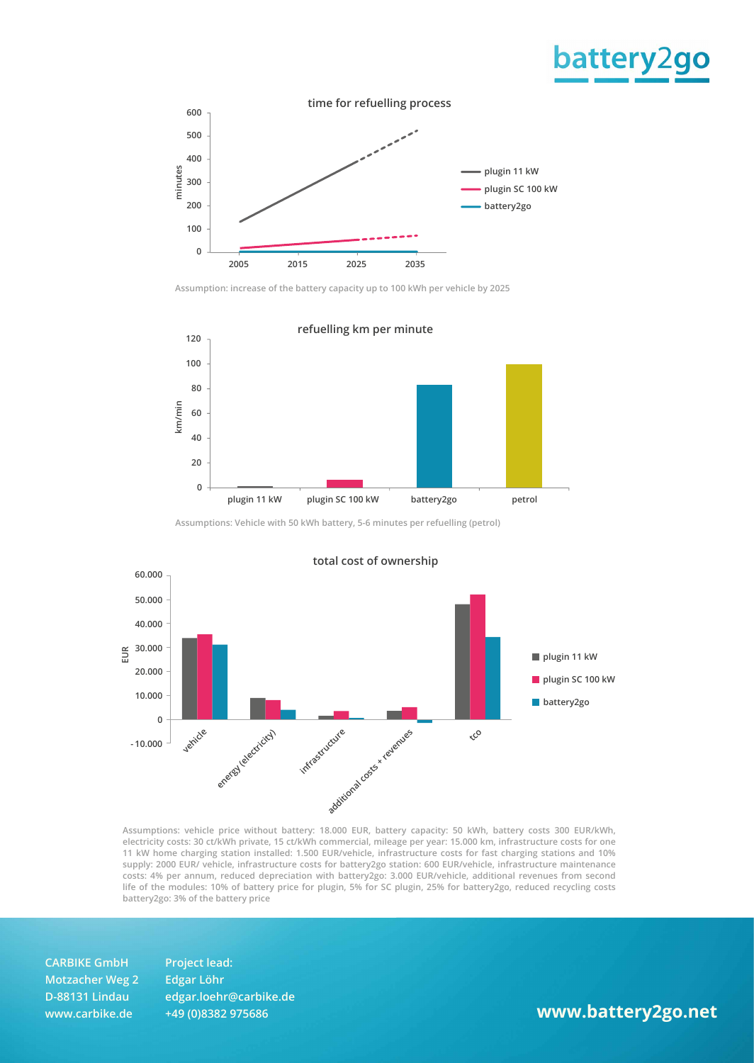battery2go

## time for refuelling process

minutes

600
500
400
300
200
100
0

2005
2015
2025
2035

plugin 11 kW
plugin SC 100 kW
battery2go

Assumption: increase of the battery capacity up to 100 kWh per vehicle by 2025

## refuelling km per minute

km/min

120
100
80
60
40
20
0

plugin 11 kW
plugin SC 100 kW
battery2go
petrol

Assumptions: Vehicle with 50 kWh battery, 5-6 minutes per refuelling (petrol)

## total cost of ownership

EUR

60.000
50.000
40.000
30.000
20.000
10.000
0
- 10.000

vehicle
energy (electricity)
infrastructure
additional costs + revenues
tco

plugin 11 kW
plugin SC 100 kW
battery2go

Assumptions: vehicle price without battery: 18.000 EUR, battery capacity: 50 kWh, battery costs 300 EUR/kWh, electricity costs: 30 ct/kWh private, 15 ct/kWh commercial, mileage per year: 15.000 km, infrastructure costs for one 11 kW home charging station installed: 1.500 EUR/vehicle, infrastructure costs for fast charging stations and 10% supply: 2000 EUR/ vehicle, infrastructure costs for battery2go station: 600 EUR/vehicle, infrastructure maintenance costs: 4% per annum, reduced depreciation with battery2go: 3.000 EUR/vehicle, additional revenues from second life of the modules: 10% of battery price for plugin, 5% for SC plugin, 25% for battery2go, reduced recycling costs battery2go: 3% of the battery price

**CARBIKE GmbH**
**Motzacher Weg 2**
**D-88131 Lindau**
**www.carbike.de**

**Project lead:**
**Edgar Löhr**
**edgar.loehr@carbike.de**
**+49 (0)8382 975686**

**www.battery2go.net**